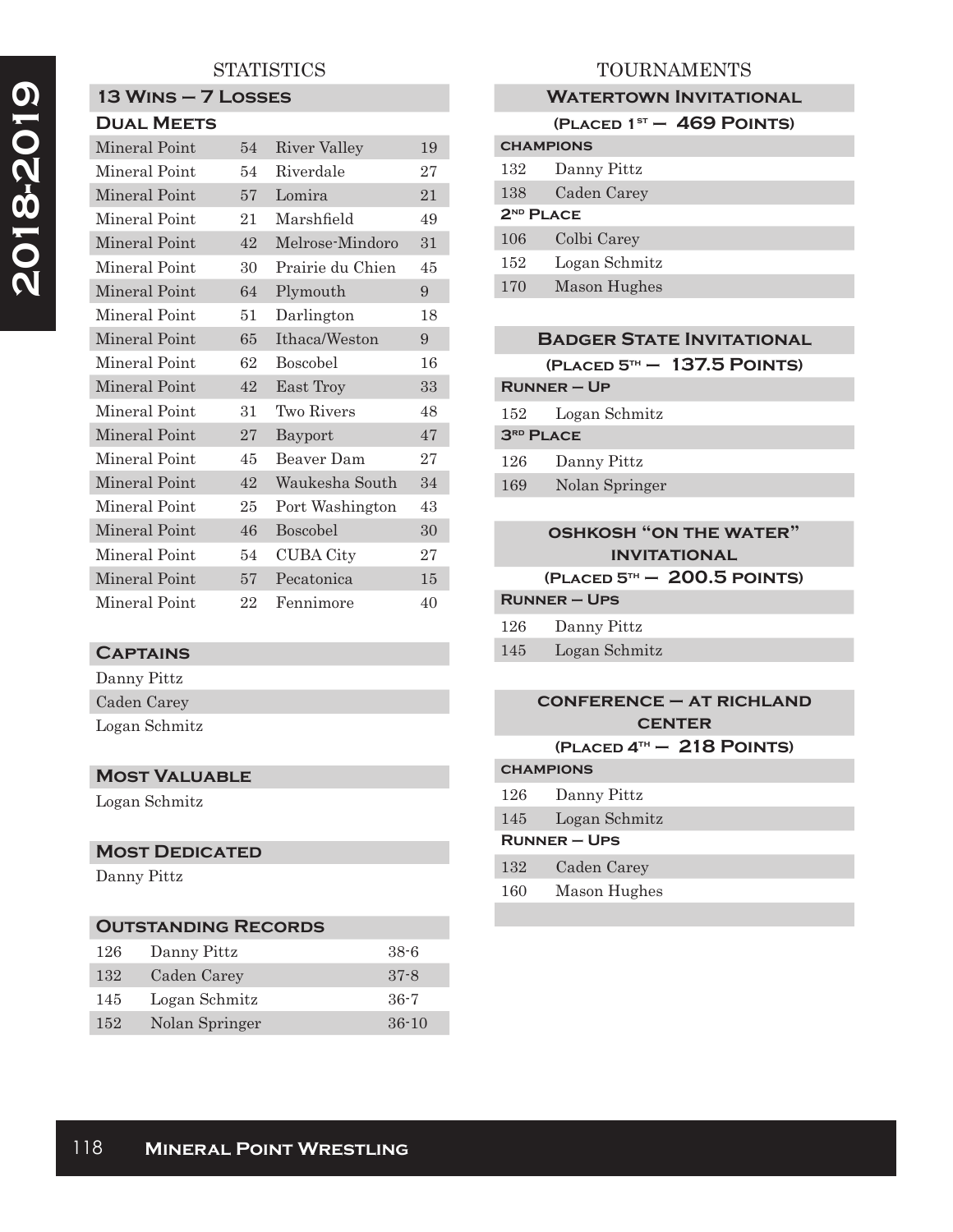2018-2019

## STATISTICS

### 13 Wins – 7 Losses

#### Dual Meets

| | | | |
|---|---|---|---|
| Mineral Point | 54 | River Valley | 19 |
| Mineral Point | 54 | Riverdale | 27 |
| Mineral Point | 57 | Lomira | 21 |
| Mineral Point | 21 | Marshfield | 49 |
| Mineral Point | 42 | Melrose-Mindoro | 31 |
| Mineral Point | 30 | Prairie du Chien | 45 |
| Mineral Point | 64 | Plymouth | 9 |
| Mineral Point | 51 | Darlington | 18 |
| Mineral Point | 65 | Ithaca/Weston | 9 |
| Mineral Point | 62 | Boscobel | 16 |
| Mineral Point | 42 | East Troy | 33 |
| Mineral Point | 31 | Two Rivers | 48 |
| Mineral Point | 27 | Bayport | 47 |
| Mineral Point | 45 | Beaver Dam | 27 |
| Mineral Point | 42 | Waukesha South | 34 |
| Mineral Point | 25 | Port Washington | 43 |
| Mineral Point | 46 | Boscobel | 30 |
| Mineral Point | 54 | CUBA City | 27 |
| Mineral Point | 57 | Pecatonica | 15 |
| Mineral Point | 22 | Fennimore | 40 |

### Captains

Danny Pittz
Caden Carey
Logan Schmitz

### Most Valuable

Logan Schmitz

### Most Dedicated

Danny Pittz

### Outstanding Records

| | | |
|---|---|---|
| 126 | Danny Pittz | 38-6 |
| 132 | Caden Carey | 37-8 |
| 145 | Logan Schmitz | 36-7 |
| 152 | Nolan Springer | 36-10 |

## TOURNAMENTS

### Watertown Invitational

**(Placed 1st – 469 Points)**

**Champions**

| | |
|---|---|
| 132 | Danny Pittz |
| 138 | Caden Carey |

**2nd Place**

| | |
|---|---|
| 106 | Colbi Carey |
| 152 | Logan Schmitz |
| 170 | Mason Hughes |

### Badger State Invitational

**(Placed 5th – 137.5 Points)**

**Runner – Up**

| | |
|---|---|
| 152 | Logan Schmitz |

**3rd Place**

| | |
|---|---|
| 126 | Danny Pittz |
| 169 | Nolan Springer |

### Oshkosh "On the Water" Invitational

**(Placed 5th – 200.5 Points)**

**Runner – Ups**

| | |
|---|---|
| 126 | Danny Pittz |
| 145 | Logan Schmitz |

### Conference – at Richland Center

**(Placed 4th – 218 Points)**

**Champions**

| | |
|---|---|
| 126 | Danny Pittz |
| 145 | Logan Schmitz |

**Runner – Ups**

| | |
|---|---|
| 132 | Caden Carey |
| 160 | Mason Hughes |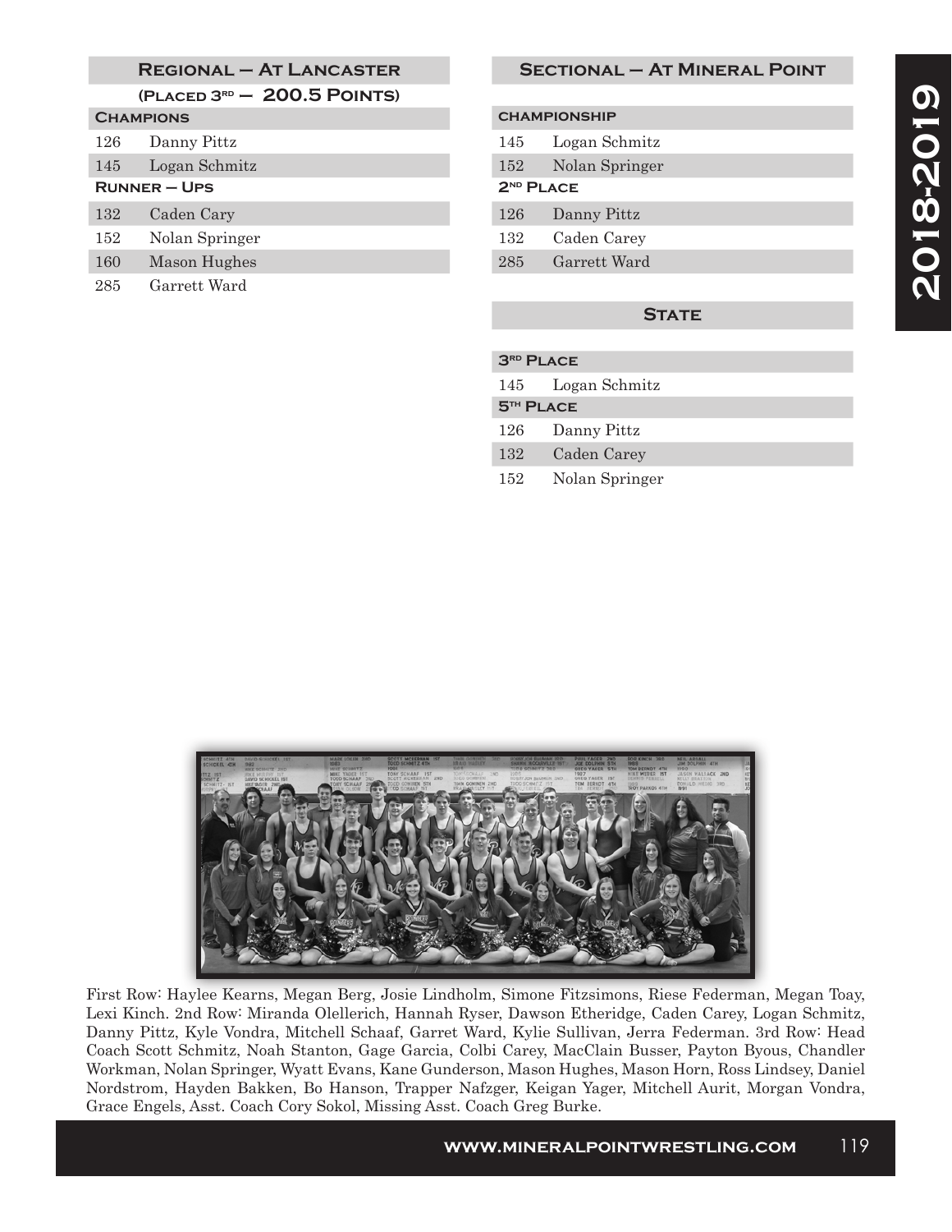## Regional – At Lancaster

**(Placed 3rd – 200.5 Points)**

| | |
|---|---|
| **Champions** | |
| 126 | Danny Pittz |
| 145 | Logan Schmitz |
| **Runner – Ups** | |
| 132 | Caden Cary |
| 152 | Nolan Springer |
| 160 | Mason Hughes |
| 285 | Garrett Ward |

## Sectional – At Mineral Point

| | |
|---|---|
| **Championship** | |
| 145 | Logan Schmitz |
| 152 | Nolan Springer |
| **2nd Place** | |
| 126 | Danny Pittz |
| 132 | Caden Carey |
| 285 | Garrett Ward |

## State

| | |
|---|---|
| **3rd Place** | |
| 145 | Logan Schmitz |
| **5th Place** | |
| 126 | Danny Pittz |
| 132 | Caden Carey |
| 152 | Nolan Springer |

First Row: Haylee Kearns, Megan Berg, Josie Lindholm, Simone Fitzsimons, Riese Federman, Megan Toay, Lexi Kinch. 2nd Row: Miranda Olellerich, Hannah Ryser, Dawson Etheridge, Caden Carey, Logan Schmitz, Danny Pittz, Kyle Vondra, Mitchell Schaaf, Garret Ward, Kylie Sullivan, Jerra Federman. 3rd Row: Head Coach Scott Schmitz, Noah Stanton, Gage Garcia, Colbi Carey, MacClain Busser, Payton Byous, Chandler Workman, Nolan Springer, Wyatt Evans, Kane Gunderson, Mason Hughes, Mason Horn, Ross Lindsey, Daniel Nordstrom, Hayden Bakken, Bo Hanson, Trapper Nafzger, Keigan Yager, Mitchell Aurit, Morgan Vondra, Grace Engels, Asst. Coach Cory Sokol, Missing Asst. Coach Greg Burke.